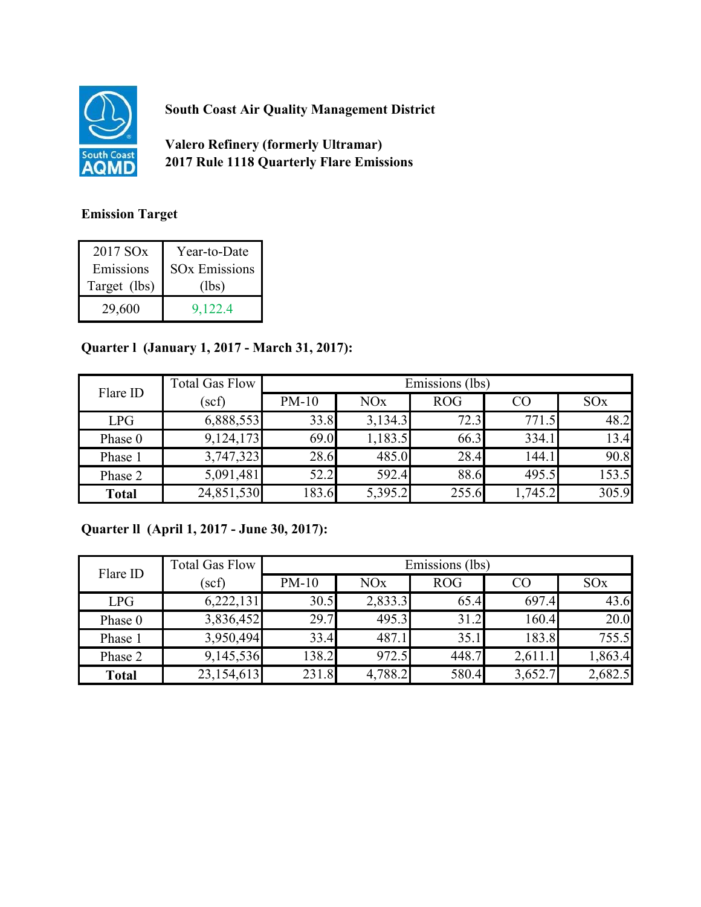**South Coast Air Quality Management District**

**Valero Refinery (formerly Ultramar)**
**2017 Rule 1118 Quarterly Flare Emissions**

**Emission Target**

| 2017 SOx Emissions Target (lbs) | Year-to-Date SOx Emissions (lbs) |
|---|---|
| 29,600 | 9,122.4 |

**Quarter I (January 1, 2017 - March 31, 2017):**

| Flare ID | Total Gas Flow | Emissions (lbs) | | | | |
|---|---|---|---|---|---|---|
| | (scf) | PM-10 | NOx | ROG | CO | SOx |
| LPG | 6,888,553 | 33.8 | 3,134.3 | 72.3 | 771.5 | 48.2 |
| Phase 0 | 9,124,173 | 69.0 | 1,183.5 | 66.3 | 334.1 | 13.4 |
| Phase 1 | 3,747,323 | 28.6 | 485.0 | 28.4 | 144.1 | 90.8 |
| Phase 2 | 5,091,481 | 52.2 | 592.4 | 88.6 | 495.5 | 153.5 |
| **Total** | 24,851,530 | 183.6 | 5,395.2 | 255.6 | 1,745.2 | 305.9 |

**Quarter II (April 1, 2017 - June 30, 2017):**

| Flare ID | Total Gas Flow | Emissions (lbs) | | | | |
|---|---|---|---|---|---|---|
| | (scf) | PM-10 | NOx | ROG | CO | SOx |
| LPG | 6,222,131 | 30.5 | 2,833.3 | 65.4 | 697.4 | 43.6 |
| Phase 0 | 3,836,452 | 29.7 | 495.3 | 31.2 | 160.4 | 20.0 |
| Phase 1 | 3,950,494 | 33.4 | 487.1 | 35.1 | 183.8 | 755.5 |
| Phase 2 | 9,145,536 | 138.2 | 972.5 | 448.7 | 2,611.1 | 1,863.4 |
| **Total** | 23,154,613 | 231.8 | 4,788.2 | 580.4 | 3,652.7 | 2,682.5 |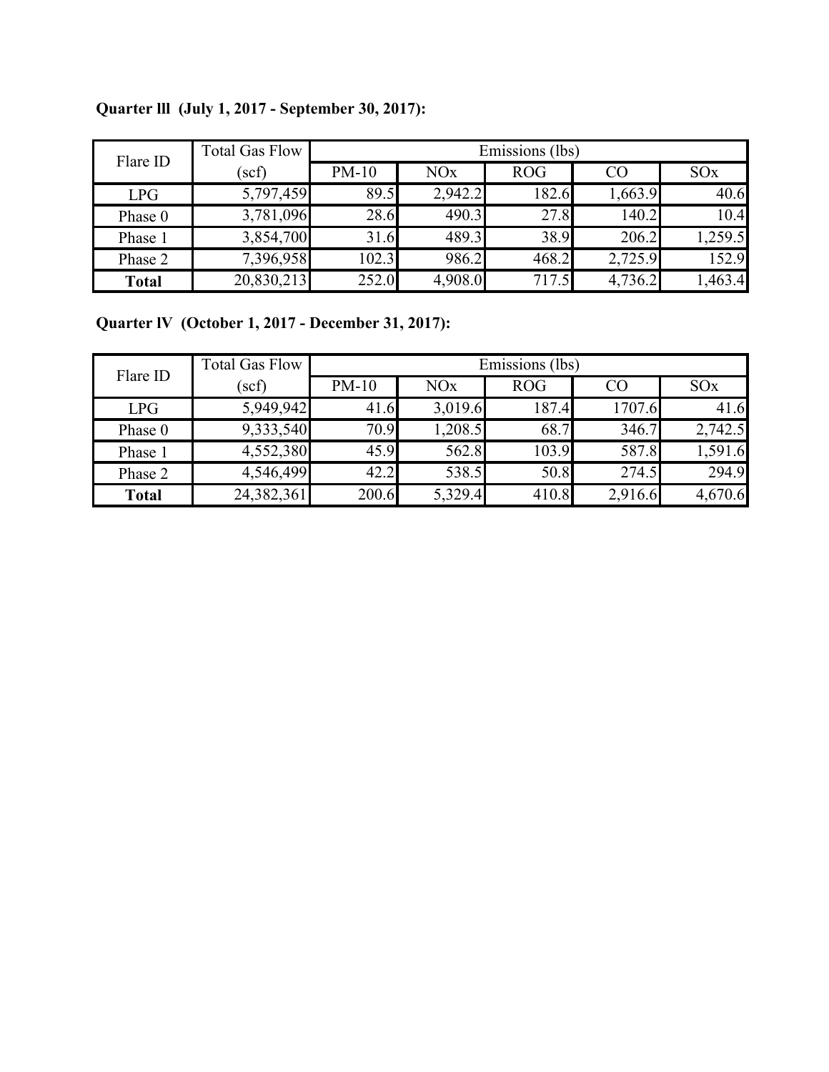**Quarter lll (July 1, 2017 - September 30, 2017):**

| Flare ID | Total Gas Flow (scf) | Emissions (lbs) | | | | |
|---|---|---|---|---|---|---|
| | | PM-10 | NOx | ROG | CO | SOx |
| LPG | 5,797,459 | 89.5 | 2,942.2 | 182.6 | 1,663.9 | 40.6 |
| Phase 0 | 3,781,096 | 28.6 | 490.3 | 27.8 | 140.2 | 10.4 |
| Phase 1 | 3,854,700 | 31.6 | 489.3 | 38.9 | 206.2 | 1,259.5 |
| Phase 2 | 7,396,958 | 102.3 | 986.2 | 468.2 | 2,725.9 | 152.9 |
| **Total** | 20,830,213 | 252.0 | 4,908.0 | 717.5 | 4,736.2 | 1,463.4 |

**Quarter lV (October 1, 2017 - December 31, 2017):**

| Flare ID | Total Gas Flow (scf) | Emissions (lbs) | | | | |
|---|---|---|---|---|---|---|
| | | PM-10 | NOx | ROG | CO | SOx |
| LPG | 5,949,942 | 41.6 | 3,019.6 | 187.4 | 1707.6 | 41.6 |
| Phase 0 | 9,333,540 | 70.9 | 1,208.5 | 68.7 | 346.7 | 2,742.5 |
| Phase 1 | 4,552,380 | 45.9 | 562.8 | 103.9 | 587.8 | 1,591.6 |
| Phase 2 | 4,546,499 | 42.2 | 538.5 | 50.8 | 274.5 | 294.9 |
| **Total** | 24,382,361 | 200.6 | 5,329.4 | 410.8 | 2,916.6 | 4,670.6 |